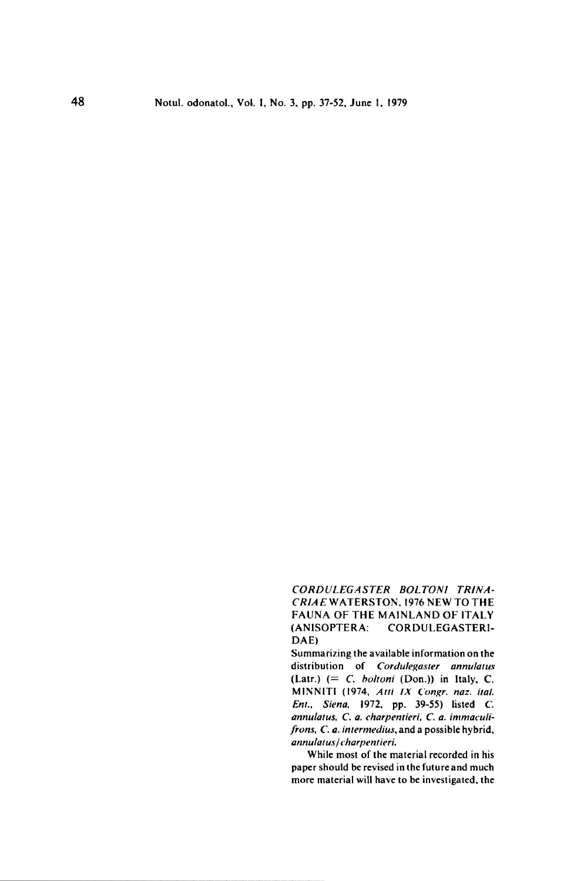### *CORDULEGASTER BOLTONI TRINACRIAE* WATERSTON, 1976 NEW TO THE FAUNA OF THE MAINLAND OF ITALY (ANISOPTERA: CORDULEGASTERIDAE)

Summarizing the available information on the distribution of *Cordulegaster annulatus* (Latr.) (= *C. boltoni* (Don.)) in Italy, C. MINNITI (1974, *Atti IX Congr. naz. ital. Ent., Siena,* 1972, pp. 39-55) listed *C. annulatus, C. a. charpentieri, C. a. immaculifrons, C. a. intermedius,* and a possible hybrid, *annulatus/charpentieri.*

While most of the material recorded in his paper should be revised in the future and much more material will have to be investigated, the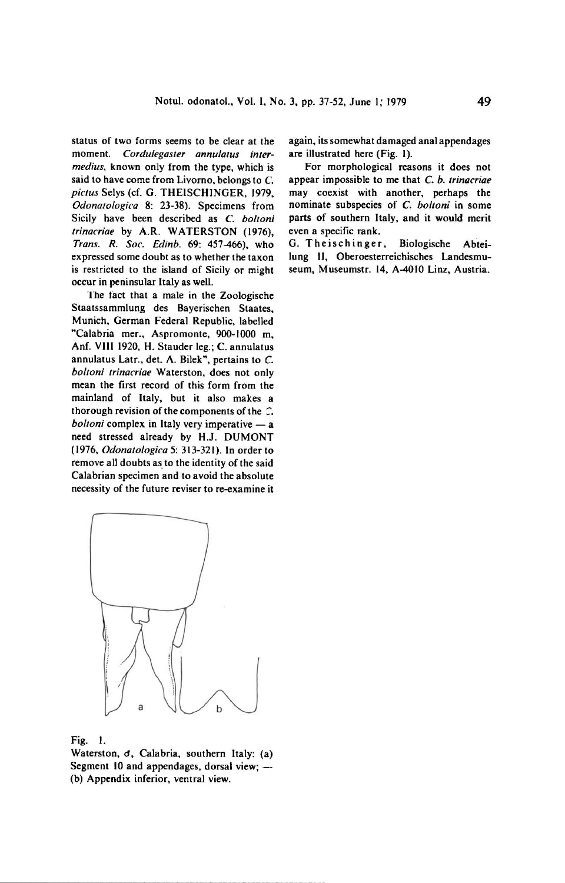status of two forms seems to be clear at the moment. *Cordulegaster annulatus intermedius*, known only from the type, which is said to have come from Livorno, belongs to *C. pictus* Selys (cf. G. THEISCHINGER, 1979, *Odonatologica* 8: 23-38). Specimens from Sicily have been described as *C. boltoni trinacriae* by A.R. WATERSTON (1976), *Trans. R. Soc. Edinb.* 69: 457-466), who expressed some doubt as to whether the taxon is restricted to the island of Sicily or might occur in peninsular Italy as well.

The fact that a male in the Zoologische Staatssammlung des Bayerischen Staates, Munich, German Federal Republic, labelled "Calabria mer., Aspromonte, 900-1000 m, Anf. VIII 1920, H. Stauder leg.; C. annulatus annulatus Latr., det. A. Bilek", pertains to *C. boltoni trinacriae* Waterston, does not only mean the first record of this form from the mainland of Italy, but it also makes a thorough revision of the components of the *C. boltoni* complex in Italy very imperative — a need stressed already by H.J. DUMONT (1976, *Odonatologica* 5: 313-321). In order to remove all doubts as to the identity of the said Calabrian specimen and to avoid the absolute necessity of the future reviser to re-examine it again, its somewhat damaged anal appendages are illustrated here (Fig. 1).

For morphological reasons it does not appear impossible to me that *C. b. trinacriae* may coexist with another, perhaps the nominate subspecies of *C. boltoni* in some parts of southern Italy, and it would merit even a specific rank.

G. Theischinger, Biologische Abteilung II, Oberoesterreichisches Landesmuseum, Museumstr. 14, A-4010 Linz, Austria.

a b

Fig. 1.
Waterston, ♂, Calabria, southern Italy: (a) Segment 10 and appendages, dorsal view; — (b) Appendix inferior, ventral view.